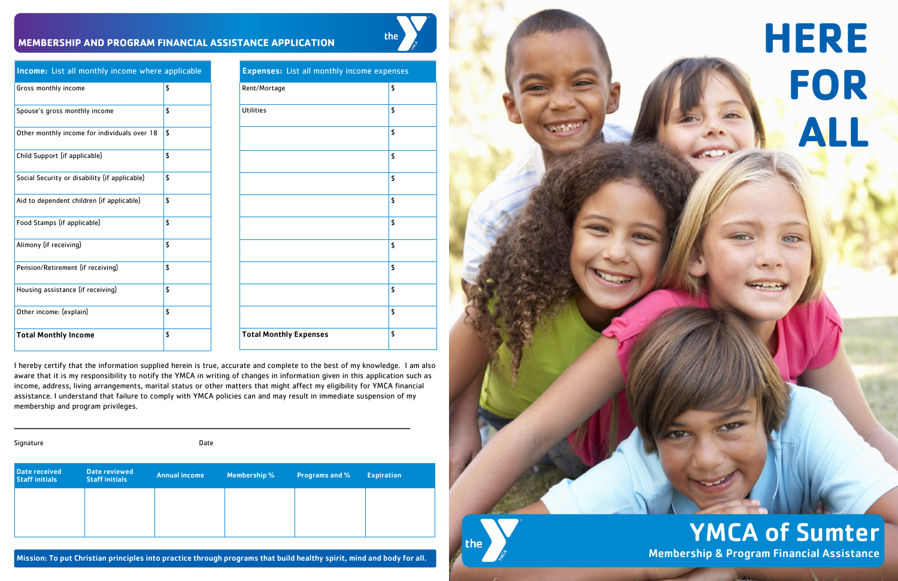## MEMBERSHIP AND PROGRAM FINANCIAL ASSISTANCE APPLICATION

| **Income:** List all monthly income where applicable | |
|---|---|
| Gross monthly income | $ |
| Spouse's gross monthly income | $ |
| Other monthly income for individuals over 18 | $ |
| Child Support (if applicable) | $ |
| Social Security or disability (if applicable) | $ |
| Aid to dependent children (if applicable) | $ |
| Food Stamps (if applicable) | $ |
| Alimony (if receiving) | $ |
| Pension/Retirement (if receiving) | $ |
| Housing assistance (if receiving) | $ |
| Other income: (explain) | $ |
| **Total Monthly Income** | $ |

| **Expenses:** List all monthly income expenses | |
|---|---|
| Rent/Mortage | $ |
| Utilities | $ |
| | $ |
| | $ |
| | $ |
| | $ |
| | $ |
| | $ |
| | $ |
| | $ |
| | $ |
| **Total Monthly Expenses** | $ |

I hereby certify that the information supplied herein is true, accurate and complete to the best of my knowledge. I am also aware that it is my responsibility to notify the YMCA in writing of changes in information given in this application such as income, address, living arrangements, marital status or other matters that might affect my eligibility for YMCA financial assistance. I understand that failure to comply with YMCA policies can and may result in immediate suspension of my membership and program privileges.

Signature Date

| Date received Staff initials | Date reviewed Staff initials | Annual income | Membership % | Programs and % | Expiration |
|---|---|---|---|---|---|
| | | | | | |

**Mission: To put Christian principles into practice through programs that build healthy spirit, mind and body for all.**

# HERE FOR ALL

## YMCA of Sumter

**Membership & Program Financial Assistance**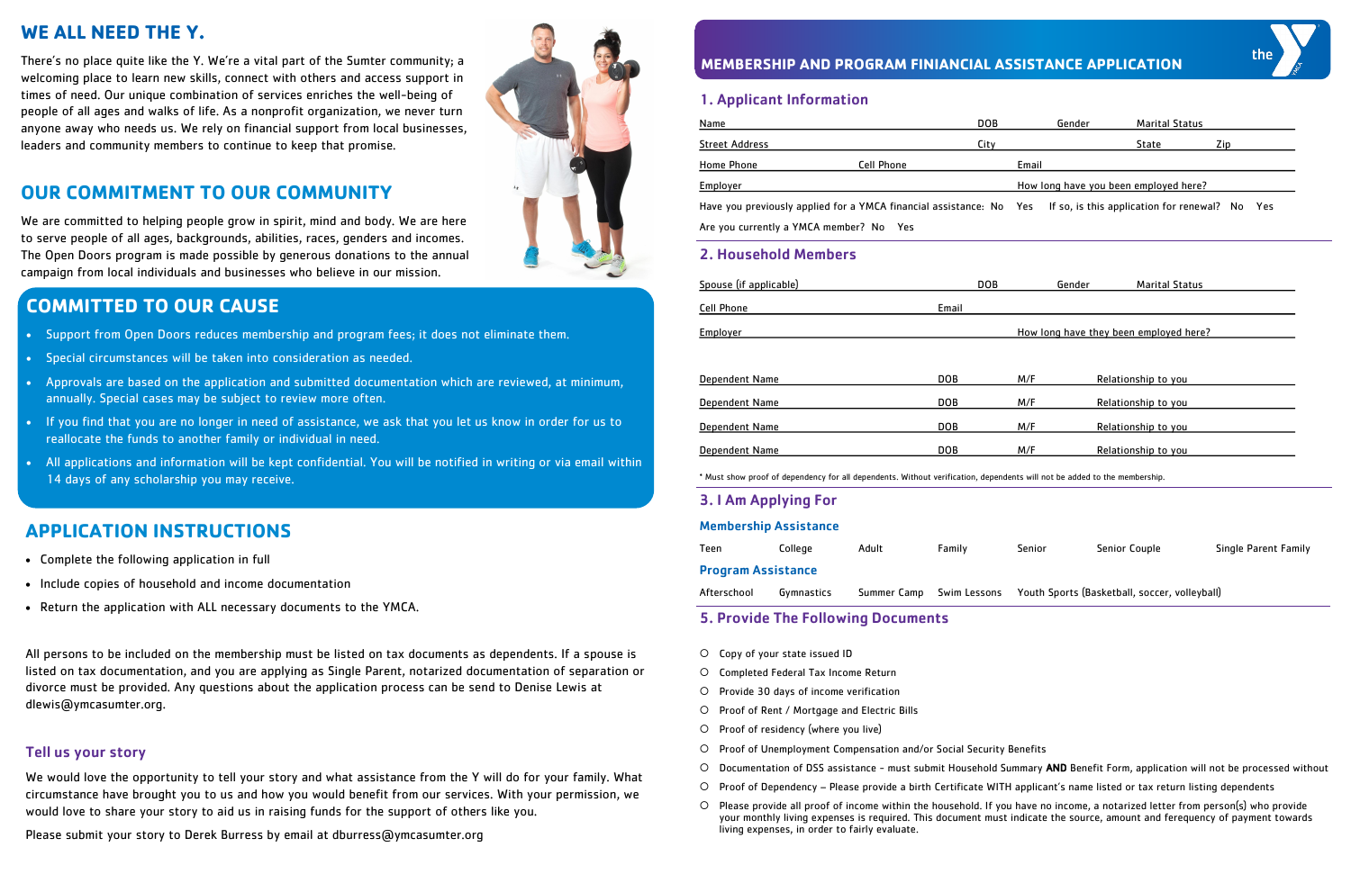# WE ALL NEED THE Y.

There's no place quite like the Y. We're a vital part of the Sumter community; a welcoming place to learn new skills, connect with others and access support in times of need. Our unique combination of services enriches the well-being of people of all ages and walks of life. As a nonprofit organization, we never turn anyone away who needs us. We rely on financial support from local businesses, leaders and community members to continue to keep that promise.

# OUR COMMITMENT TO OUR COMMUNITY

We are committed to helping people grow in spirit, mind and body. We are here to serve people of all ages, backgrounds, abilities, races, genders and incomes. The Open Doors program is made possible by generous donations to the annual campaign from local individuals and businesses who believe in our mission.

# COMMITTED TO OUR CAUSE

- Support from Open Doors reduces membership and program fees; it does not eliminate them.
- Special circumstances will be taken into consideration as needed.
- Approvals are based on the application and submitted documentation which are reviewed, at minimum, annually. Special cases may be subject to review more often.
- If you find that you are no longer in need of assistance, we ask that you let us know in order for us to reallocate the funds to another family or individual in need.
- All applications and information will be kept confidential. You will be notified in writing or via email within 14 days of any scholarship you may receive.

# APPLICATION INSTRUCTIONS

- Complete the following application in full
- Include copies of household and income documentation
- Return the application with ALL necessary documents to the YMCA.

All persons to be included on the membership must be listed on tax documents as dependents. If a spouse is listed on tax documentation, and you are applying as Single Parent, notarized documentation of separation or divorce must be provided. Any questions about the application process can be send to Denise Lewis at dlewis@ymcasumter.org.

## Tell us your story

We would love the opportunity to tell your story and what assistance from the Y will do for your family. What circumstance have brought you to us and how you would benefit from our services. With your permission, we would love to share your story to aid us in raising funds for the support of others like you.

Please submit your story to Derek Burress by email at dburress@ymcasumter.org

# MEMBERSHIP AND PROGRAM FINIANCIAL ASSISTANCE APPLICATION

## 1. Applicant Information

Name ______ DOB ______ Gender ______ Marital Status ______

Street Address ______ City ______ State ______ Zip ______

Home Phone ______ Cell Phone ______ Email ______

Employer ______ How long have you been employed here? ______

Have you previously applied for a YMCA financial assistance: No Yes If so, is this application for renewal? No Yes

Are you currently a YMCA member? No Yes

## 2. Household Members

Spouse (if applicable) ______ DOB ______ Gender ______ Marital Status ______

Cell Phone ______ Email ______

Employer ______ How long have they been employed here? ______

Dependent Name ______ DOB ______ M/F ______ Relationship to you ______

Dependent Name ______ DOB ______ M/F ______ Relationship to you ______

Dependent Name ______ DOB ______ M/F ______ Relationship to you ______

Dependent Name ______ DOB ______ M/F ______ Relationship to you ______

* Must show proof of dependency for all dependents. Without verification, dependents will not be added to the membership.

## 3. I Am Applying For

### Membership Assistance

Teen College Adult Family Senior Senior Couple Single Parent Family

### Program Assistance

Afterschool Gymnastics Summer Camp Swim Lessons Youth Sports (Basketball, soccer, volleyball)

## 5. Provide The Following Documents

- ○ Copy of your state issued ID
- ○ Completed Federal Tax Income Return
- ○ Provide 30 days of income verification
- ○ Proof of Rent / Mortgage and Electric Bills
- ○ Proof of residency (where you live)
- ○ Proof of Unemployment Compensation and/or Social Security Benefits
- ○ Documentation of DSS assistance - must submit Household Summary **AND** Benefit Form, application will not be processed without
- ○ Proof of Dependency – Please provide a birth Certificate WITH applicant's name listed or tax return listing dependents
- ○ Please provide all proof of income within the household. If you have no income, a notarized letter from person(s) who provide your monthly living expenses is required. This document must indicate the source, amount and ferequency of payment towards living expenses, in order to fairly evaluate.